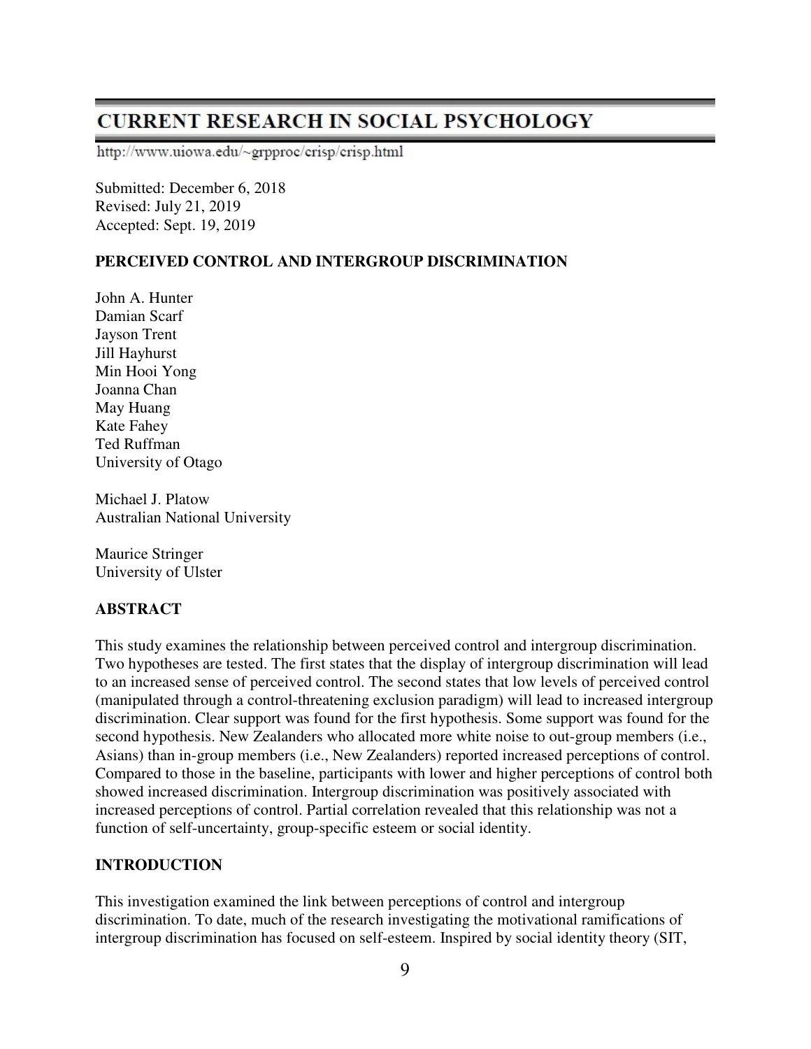# CURRENT RESEARCH IN SOCIAL PSYCHOLOGY

http://www.uiowa.edu/~grpproc/crisp/crisp.html

Submitted: December 6, 2018
Revised: July 21, 2019
Accepted: Sept. 19, 2019

## PERCEIVED CONTROL AND INTERGROUP DISCRIMINATION

John A. Hunter
Damian Scarf
Jayson Trent
Jill Hayhurst
Min Hooi Yong
Joanna Chan
May Huang
Kate Fahey
Ted Ruffman
University of Otago

Michael J. Platow
Australian National University

Maurice Stringer
University of Ulster

## ABSTRACT

This study examines the relationship between perceived control and intergroup discrimination. Two hypotheses are tested. The first states that the display of intergroup discrimination will lead to an increased sense of perceived control. The second states that low levels of perceived control (manipulated through a control-threatening exclusion paradigm) will lead to increased intergroup discrimination. Clear support was found for the first hypothesis. Some support was found for the second hypothesis. New Zealanders who allocated more white noise to out-group members (i.e., Asians) than in-group members (i.e., New Zealanders) reported increased perceptions of control. Compared to those in the baseline, participants with lower and higher perceptions of control both showed increased discrimination. Intergroup discrimination was positively associated with increased perceptions of control. Partial correlation revealed that this relationship was not a function of self-uncertainty, group-specific esteem or social identity.

## INTRODUCTION

This investigation examined the link between perceptions of control and intergroup discrimination. To date, much of the research investigating the motivational ramifications of intergroup discrimination has focused on self-esteem. Inspired by social identity theory (SIT,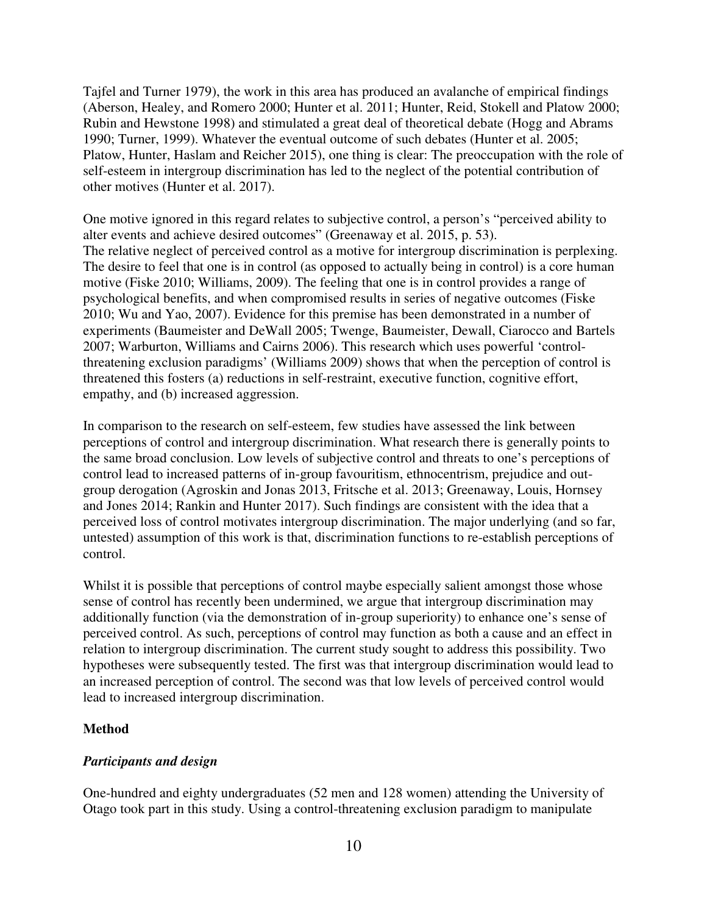Tajfel and Turner 1979), the work in this area has produced an avalanche of empirical findings (Aberson, Healey, and Romero 2000; Hunter et al. 2011; Hunter, Reid, Stokell and Platow 2000; Rubin and Hewstone 1998) and stimulated a great deal of theoretical debate (Hogg and Abrams 1990; Turner, 1999). Whatever the eventual outcome of such debates (Hunter et al. 2005; Platow, Hunter, Haslam and Reicher 2015), one thing is clear: The preoccupation with the role of self-esteem in intergroup discrimination has led to the neglect of the potential contribution of other motives (Hunter et al. 2017).

One motive ignored in this regard relates to subjective control, a person's "perceived ability to alter events and achieve desired outcomes" (Greenaway et al. 2015, p. 53).
The relative neglect of perceived control as a motive for intergroup discrimination is perplexing. The desire to feel that one is in control (as opposed to actually being in control) is a core human motive (Fiske 2010; Williams, 2009). The feeling that one is in control provides a range of psychological benefits, and when compromised results in series of negative outcomes (Fiske 2010; Wu and Yao, 2007). Evidence for this premise has been demonstrated in a number of experiments (Baumeister and DeWall 2005; Twenge, Baumeister, Dewall, Ciarocco and Bartels 2007; Warburton, Williams and Cairns 2006). This research which uses powerful 'control-threatening exclusion paradigms' (Williams 2009) shows that when the perception of control is threatened this fosters (a) reductions in self-restraint, executive function, cognitive effort, empathy, and (b) increased aggression.

In comparison to the research on self-esteem, few studies have assessed the link between perceptions of control and intergroup discrimination. What research there is generally points to the same broad conclusion. Low levels of subjective control and threats to one's perceptions of control lead to increased patterns of in-group favouritism, ethnocentrism, prejudice and out-group derogation (Agroskin and Jonas 2013, Fritsche et al. 2013; Greenaway, Louis, Hornsey and Jones 2014; Rankin and Hunter 2017). Such findings are consistent with the idea that a perceived loss of control motivates intergroup discrimination. The major underlying (and so far, untested) assumption of this work is that, discrimination functions to re-establish perceptions of control.

Whilst it is possible that perceptions of control maybe especially salient amongst those whose sense of control has recently been undermined, we argue that intergroup discrimination may additionally function (via the demonstration of in-group superiority) to enhance one's sense of perceived control. As such, perceptions of control may function as both a cause and an effect in relation to intergroup discrimination. The current study sought to address this possibility. Two hypotheses were subsequently tested. The first was that intergroup discrimination would lead to an increased perception of control. The second was that low levels of perceived control would lead to increased intergroup discrimination.

## Method

### *Participants and design*

One-hundred and eighty undergraduates (52 men and 128 women) attending the University of Otago took part in this study. Using a control-threatening exclusion paradigm to manipulate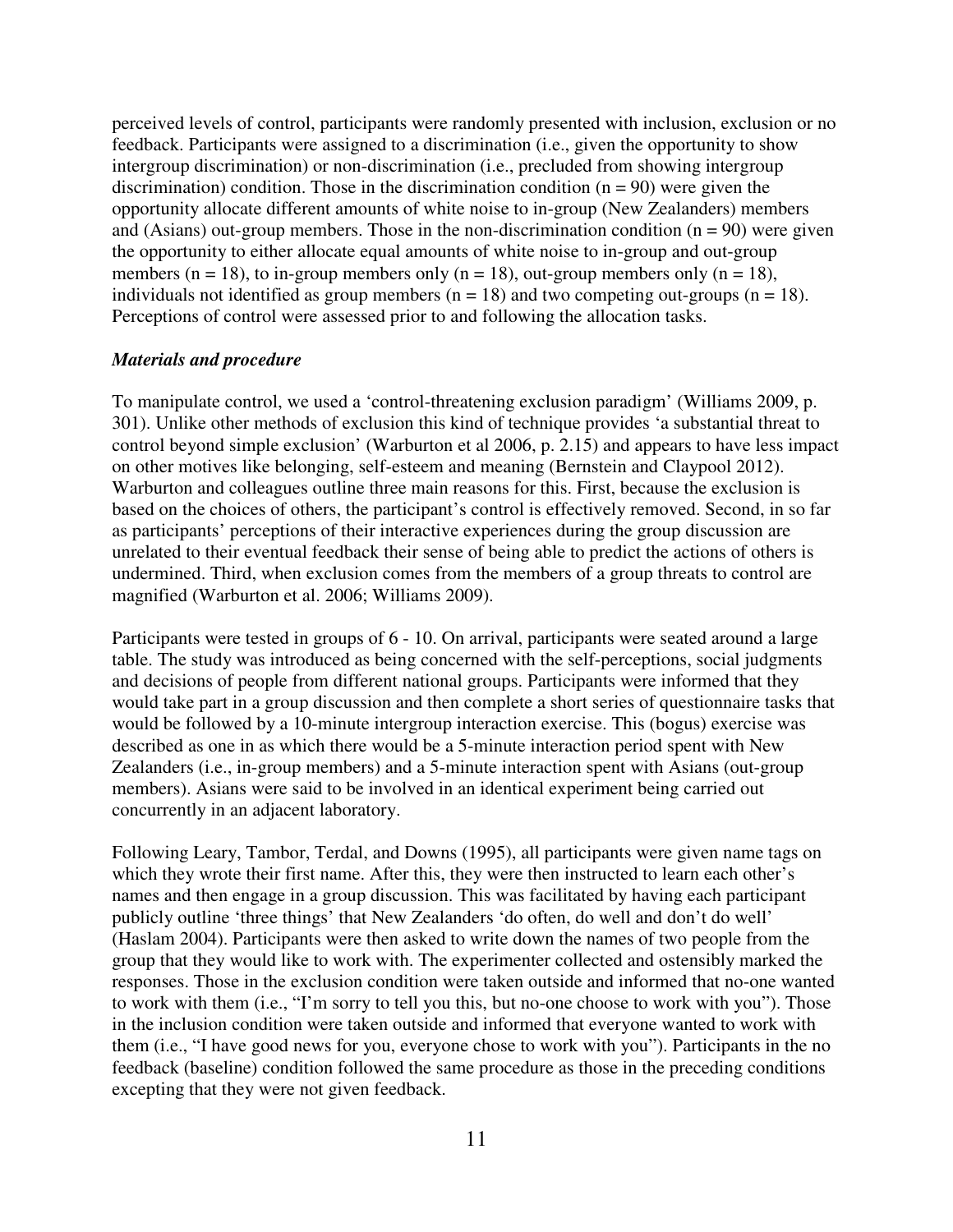perceived levels of control, participants were randomly presented with inclusion, exclusion or no feedback. Participants were assigned to a discrimination (i.e., given the opportunity to show intergroup discrimination) or non-discrimination (i.e., precluded from showing intergroup discrimination) condition. Those in the discrimination condition ($n = 90$) were given the opportunity allocate different amounts of white noise to in-group (New Zealanders) members and (Asians) out-group members. Those in the non-discrimination condition ($n = 90$) were given the opportunity to either allocate equal amounts of white noise to in-group and out-group members ($n = 18$), to in-group members only ($n = 18$), out-group members only ($n = 18$), individuals not identified as group members ($n = 18$) and two competing out-groups ($n = 18$). Perceptions of control were assessed prior to and following the allocation tasks.

### *Materials and procedure*

To manipulate control, we used a 'control-threatening exclusion paradigm' (Williams 2009, p. 301). Unlike other methods of exclusion this kind of technique provides 'a substantial threat to control beyond simple exclusion' (Warburton et al 2006, p. 2.15) and appears to have less impact on other motives like belonging, self-esteem and meaning (Bernstein and Claypool 2012). Warburton and colleagues outline three main reasons for this. First, because the exclusion is based on the choices of others, the participant's control is effectively removed. Second, in so far as participants' perceptions of their interactive experiences during the group discussion are unrelated to their eventual feedback their sense of being able to predict the actions of others is undermined. Third, when exclusion comes from the members of a group threats to control are magnified (Warburton et al. 2006; Williams 2009).

Participants were tested in groups of 6 - 10. On arrival, participants were seated around a large table. The study was introduced as being concerned with the self-perceptions, social judgments and decisions of people from different national groups. Participants were informed that they would take part in a group discussion and then complete a short series of questionnaire tasks that would be followed by a 10-minute intergroup interaction exercise. This (bogus) exercise was described as one in as which there would be a 5-minute interaction period spent with New Zealanders (i.e., in-group members) and a 5-minute interaction spent with Asians (out-group members). Asians were said to be involved in an identical experiment being carried out concurrently in an adjacent laboratory.

Following Leary, Tambor, Terdal, and Downs (1995), all participants were given name tags on which they wrote their first name. After this, they were then instructed to learn each other's names and then engage in a group discussion. This was facilitated by having each participant publicly outline 'three things' that New Zealanders 'do often, do well and don't do well' (Haslam 2004). Participants were then asked to write down the names of two people from the group that they would like to work with. The experimenter collected and ostensibly marked the responses. Those in the exclusion condition were taken outside and informed that no-one wanted to work with them (i.e., "I'm sorry to tell you this, but no-one choose to work with you"). Those in the inclusion condition were taken outside and informed that everyone wanted to work with them (i.e., "I have good news for you, everyone chose to work with you"). Participants in the no feedback (baseline) condition followed the same procedure as those in the preceding conditions excepting that they were not given feedback.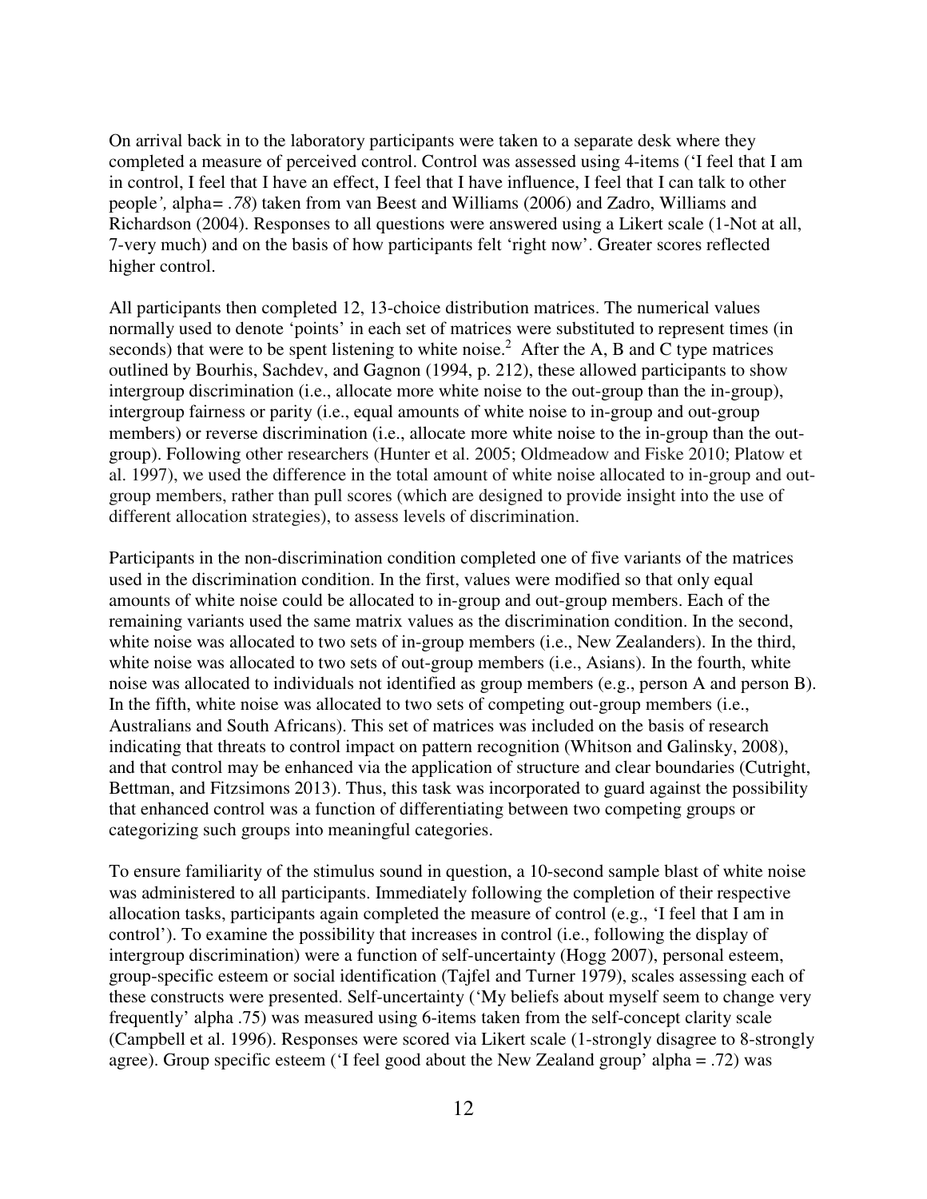On arrival back in to the laboratory participants were taken to a separate desk where they completed a measure of perceived control. Control was assessed using 4-items ('I feel that I am in control, I feel that I have an effect, I feel that I have influence, I feel that I can talk to other people*',* alpha= *.78*) taken from van Beest and Williams (2006) and Zadro, Williams and Richardson (2004). Responses to all questions were answered using a Likert scale (1-Not at all, 7-very much) and on the basis of how participants felt 'right now'. Greater scores reflected higher control.

All participants then completed 12, 13-choice distribution matrices. The numerical values normally used to denote 'points' in each set of matrices were substituted to represent times (in seconds) that were to be spent listening to white noise.[2] After the A, B and C type matrices outlined by Bourhis, Sachdev, and Gagnon (1994, p. 212), these allowed participants to show intergroup discrimination (i.e., allocate more white noise to the out-group than the in-group), intergroup fairness or parity (i.e., equal amounts of white noise to in-group and out-group members) or reverse discrimination (i.e., allocate more white noise to the in-group than the out-group). Following other researchers (Hunter et al. 2005; Oldmeadow and Fiske 2010; Platow et al. 1997), we used the difference in the total amount of white noise allocated to in-group and out-group members, rather than pull scores (which are designed to provide insight into the use of different allocation strategies), to assess levels of discrimination.

Participants in the non-discrimination condition completed one of five variants of the matrices used in the discrimination condition. In the first, values were modified so that only equal amounts of white noise could be allocated to in-group and out-group members. Each of the remaining variants used the same matrix values as the discrimination condition. In the second, white noise was allocated to two sets of in-group members (i.e., New Zealanders). In the third, white noise was allocated to two sets of out-group members (i.e., Asians). In the fourth, white noise was allocated to individuals not identified as group members (e.g., person A and person B). In the fifth, white noise was allocated to two sets of competing out-group members (i.e., Australians and South Africans). This set of matrices was included on the basis of research indicating that threats to control impact on pattern recognition (Whitson and Galinsky, 2008), and that control may be enhanced via the application of structure and clear boundaries (Cutright, Bettman, and Fitzsimons 2013). Thus, this task was incorporated to guard against the possibility that enhanced control was a function of differentiating between two competing groups or categorizing such groups into meaningful categories.

To ensure familiarity of the stimulus sound in question, a 10-second sample blast of white noise was administered to all participants. Immediately following the completion of their respective allocation tasks, participants again completed the measure of control (e.g., 'I feel that I am in control'). To examine the possibility that increases in control (i.e., following the display of intergroup discrimination) were a function of self-uncertainty (Hogg 2007), personal esteem, group-specific esteem or social identification (Tajfel and Turner 1979), scales assessing each of these constructs were presented. Self-uncertainty ('My beliefs about myself seem to change very frequently' alpha .75) was measured using 6-items taken from the self-concept clarity scale (Campbell et al. 1996). Responses were scored via Likert scale (1-strongly disagree to 8-strongly agree). Group specific esteem ('I feel good about the New Zealand group' alpha = .72) was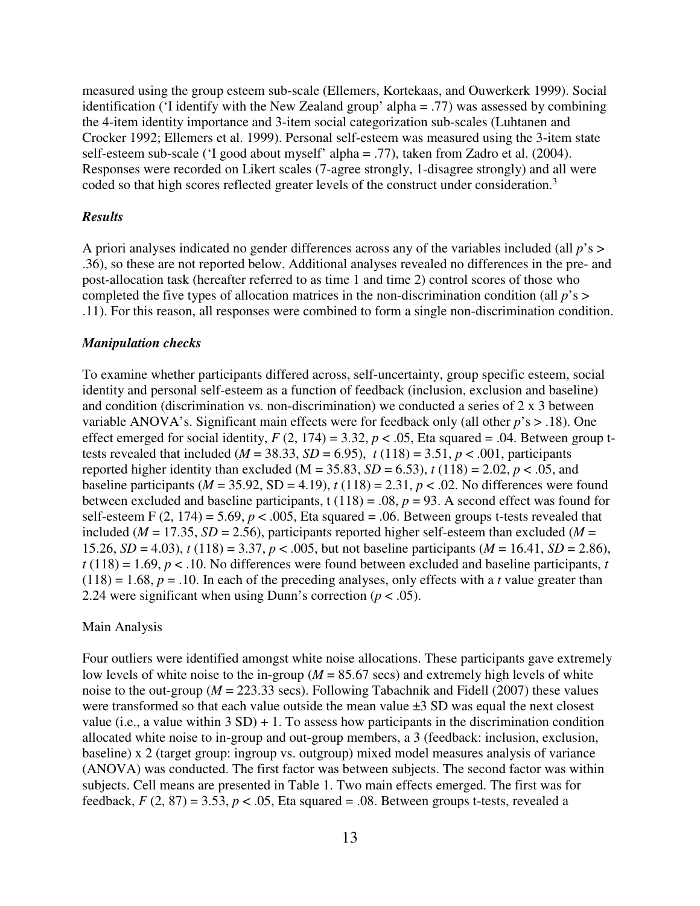measured using the group esteem sub-scale (Ellemers, Kortekaas, and Ouwerkerk 1999). Social identification ('I identify with the New Zealand group' alpha = .77) was assessed by combining the 4-item identity importance and 3-item social categorization sub-scales (Luhtanen and Crocker 1992; Ellemers et al. 1999). Personal self-esteem was measured using the 3-item state self-esteem sub-scale ('I good about myself' alpha = .77), taken from Zadro et al. (2004). Responses were recorded on Likert scales (7-agree strongly, 1-disagree strongly) and all were coded so that high scores reflected greater levels of the construct under consideration.[3]

### *Results*

A priori analyses indicated no gender differences across any of the variables included (all *p*'s > .36), so these are not reported below. Additional analyses revealed no differences in the pre- and post-allocation task (hereafter referred to as time 1 and time 2) control scores of those who completed the five types of allocation matrices in the non-discrimination condition (all *p*'s > .11). For this reason, all responses were combined to form a single non-discrimination condition.

### *Manipulation checks*

To examine whether participants differed across, self-uncertainty, group specific esteem, social identity and personal self-esteem as a function of feedback (inclusion, exclusion and baseline) and condition (discrimination vs. non-discrimination) we conducted a series of 2 x 3 between variable ANOVA's. Significant main effects were for feedback only (all other *p*'s > .18). One effect emerged for social identity, $F$ (2, 174) = 3.32, $p < .05$, Eta squared = .04. Between group t-tests revealed that included ($M$ = 38.33, $SD$ = 6.95), $t$ (118) = 3.51, $p < .001$, participants reported higher identity than excluded (M = 35.83, $SD$ = 6.53), $t$ (118) = 2.02, $p < .05$, and baseline participants ($M$ = 35.92, SD = 4.19), $t$ (118) = 2.31, $p < .02$. No differences were found between excluded and baseline participants, t (118) = .08, $p$ = 93. A second effect was found for self-esteem F (2, 174) = 5.69, $p < .005$, Eta squared = .06. Between groups t-tests revealed that included ($M$ = 17.35, $SD$ = 2.56), participants reported higher self-esteem than excluded ($M$ = 15.26, $SD$ = 4.03), $t$ (118) = 3.37, $p < .005$, but not baseline participants ($M$ = 16.41, $SD$ = 2.86), $t$ (118) = 1.69, $p < .10$. No differences were found between excluded and baseline participants, $t$ (118) = 1.68, $p$ = .10. In each of the preceding analyses, only effects with a $t$ value greater than 2.24 were significant when using Dunn's correction ($p < .05$).

### Main Analysis

Four outliers were identified amongst white noise allocations. These participants gave extremely low levels of white noise to the in-group ($M$ = 85.67 secs) and extremely high levels of white noise to the out-group ($M$ = 223.33 secs). Following Tabachnik and Fidell (2007) these values were transformed so that each value outside the mean value ±3 SD was equal the next closest value (i.e., a value within 3 SD) + 1. To assess how participants in the discrimination condition allocated white noise to in-group and out-group members, a 3 (feedback: inclusion, exclusion, baseline) x 2 (target group: ingroup vs. outgroup) mixed model measures analysis of variance (ANOVA) was conducted. The first factor was between subjects. The second factor was within subjects. Cell means are presented in Table 1. Two main effects emerged. The first was for feedback, $F$ (2, 87) = 3.53, $p < .05$, Eta squared = .08. Between groups t-tests, revealed a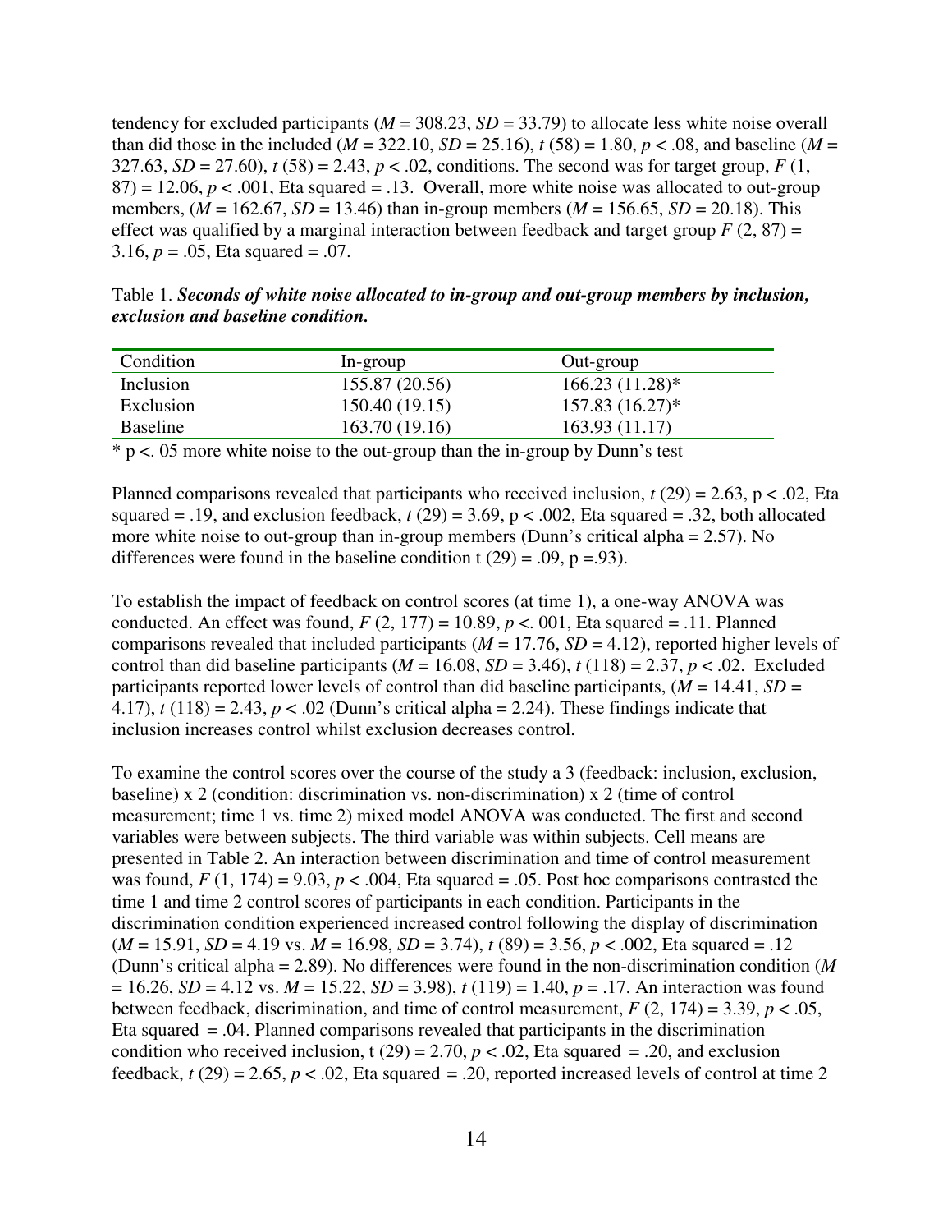tendency for excluded participants ($M$ = 308.23, $SD$ = 33.79) to allocate less white noise overall than did those in the included ($M$ = 322.10, $SD$ = 25.16), $t$ (58) = 1.80, $p$ < .08, and baseline ($M$ = 327.63, $SD$ = 27.60), $t$ (58) = 2.43, $p$ < .02, conditions. The second was for target group, $F$ (1, 87) = 12.06, $p$ < .001, Eta squared = .13. Overall, more white noise was allocated to out-group members, ($M$ = 162.67, $SD$ = 13.46) than in-group members ($M$ = 156.65, $SD$ = 20.18). This effect was qualified by a marginal interaction between feedback and target group $F$ (2, 87) = 3.16, $p$ = .05, Eta squared = .07.

Table 1. ***Seconds of white noise allocated to in-group and out-group members by inclusion, exclusion and baseline condition.***

| Condition | In-group | Out-group |
|---|---|---|
| Inclusion | 155.87 (20.56) | 166.23 (11.28)* |
| Exclusion | 150.40 (19.15) | 157.83 (16.27)* |
| Baseline | 163.70 (19.16) | 163.93 (11.17) |

* p <. 05 more white noise to the out-group than the in-group by Dunn's test

Planned comparisons revealed that participants who received inclusion, $t$ (29) = 2.63, p < .02, Eta squared = .19, and exclusion feedback, $t$ (29) = 3.69, p < .002, Eta squared = .32, both allocated more white noise to out-group than in-group members (Dunn's critical alpha = 2.57). No differences were found in the baseline condition t (29) = .09, p =.93).

To establish the impact of feedback on control scores (at time 1), a one-way ANOVA was conducted. An effect was found, $F$ (2, 177) = 10.89, $p$ <. 001, Eta squared = .11. Planned comparisons revealed that included participants ($M$ = 17.76, $SD$ = 4.12), reported higher levels of control than did baseline participants ($M$ = 16.08, $SD$ = 3.46), $t$ (118) = 2.37, $p$ < .02. Excluded participants reported lower levels of control than did baseline participants, ($M$ = 14.41, $SD$ = 4.17), $t$ (118) = 2.43, $p$ < .02 (Dunn's critical alpha = 2.24). These findings indicate that inclusion increases control whilst exclusion decreases control.

To examine the control scores over the course of the study a 3 (feedback: inclusion, exclusion, baseline) x 2 (condition: discrimination vs. non-discrimination) x 2 (time of control measurement; time 1 vs. time 2) mixed model ANOVA was conducted. The first and second variables were between subjects. The third variable was within subjects. Cell means are presented in Table 2. An interaction between discrimination and time of control measurement was found, $F$ (1, 174) = 9.03, $p$ < .004, Eta squared = .05. Post hoc comparisons contrasted the time 1 and time 2 control scores of participants in each condition. Participants in the discrimination condition experienced increased control following the display of discrimination ($M$ = 15.91, $SD$ = 4.19 vs. $M$ = 16.98, $SD$ = 3.74), $t$ (89) = 3.56, $p$ < .002, Eta squared = .12 (Dunn's critical alpha = 2.89). No differences were found in the non-discrimination condition ($M$ = 16.26, $SD$ = 4.12 vs. $M$ = 15.22, $SD$ = 3.98), $t$ (119) = 1.40, $p$ = .17. An interaction was found between feedback, discrimination, and time of control measurement, $F$ (2, 174) = 3.39, $p$ < .05, Eta squared = .04. Planned comparisons revealed that participants in the discrimination condition who received inclusion, t (29) = 2.70, $p$ < .02, Eta squared = .20, and exclusion feedback, $t$ (29) = 2.65, $p$ < .02, Eta squared = .20, reported increased levels of control at time 2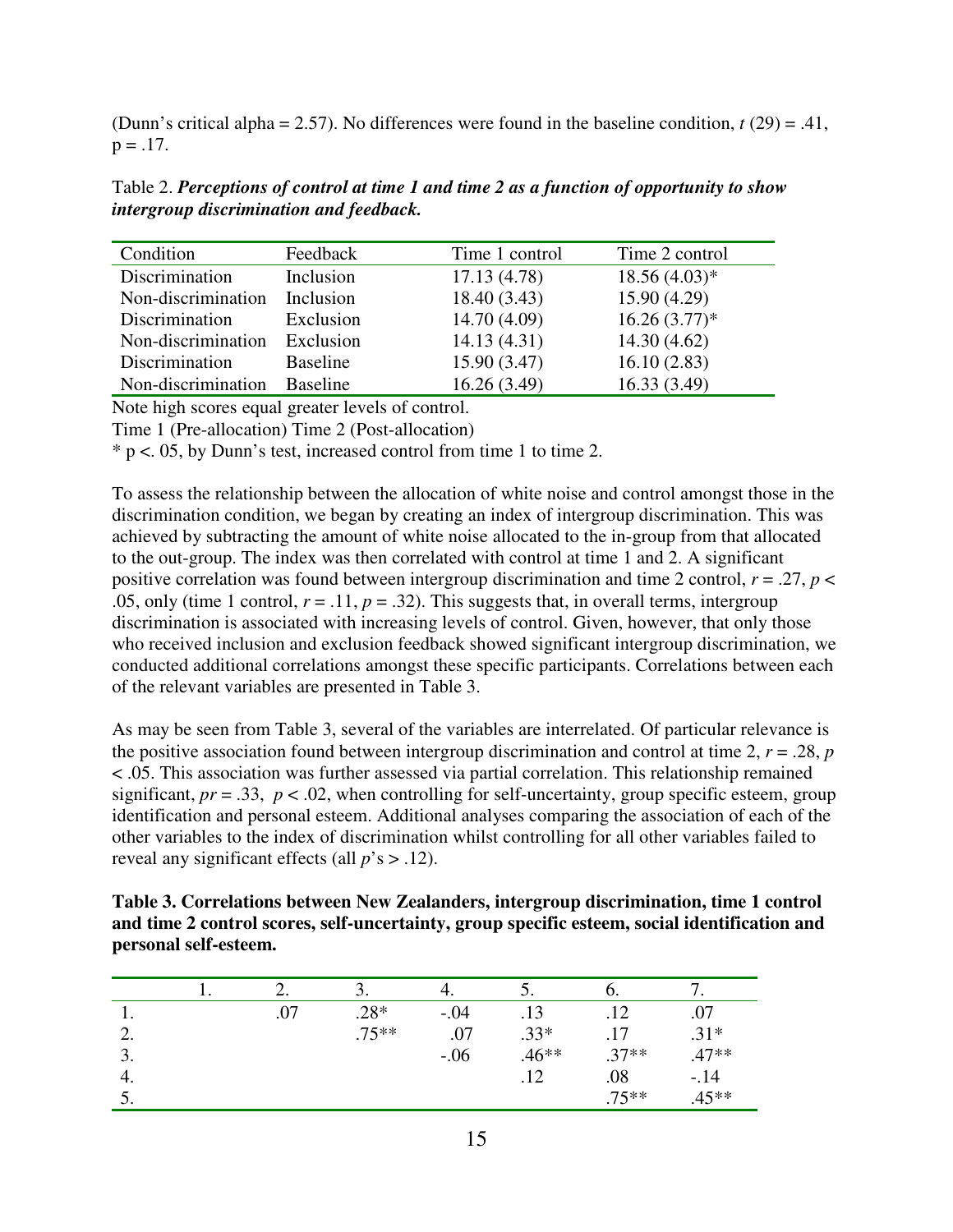(Dunn's critical alpha = 2.57). No differences were found in the baseline condition, $t$ (29) = .41, p = .17.

Table 2. ***Perceptions of control at time 1 and time 2 as a function of opportunity to show intergroup discrimination and feedback.***

| Condition | Feedback | Time 1 control | Time 2 control |
|---|---|---|---|
| Discrimination | Inclusion | 17.13 (4.78) | 18.56 (4.03)* |
| Non-discrimination | Inclusion | 18.40 (3.43) | 15.90 (4.29) |
| Discrimination | Exclusion | 14.70 (4.09) | 16.26 (3.77)* |
| Non-discrimination | Exclusion | 14.13 (4.31) | 14.30 (4.62) |
| Discrimination | Baseline | 15.90 (3.47) | 16.10 (2.83) |
| Non-discrimination | Baseline | 16.26 (3.49) | 16.33 (3.49) |

Note high scores equal greater levels of control.

Time 1 (Pre-allocation) Time 2 (Post-allocation)

\* p <. 05, by Dunn's test, increased control from time 1 to time 2.

To assess the relationship between the allocation of white noise and control amongst those in the discrimination condition, we began by creating an index of intergroup discrimination. This was achieved by subtracting the amount of white noise allocated to the in-group from that allocated to the out-group. The index was then correlated with control at time 1 and 2. A significant positive correlation was found between intergroup discrimination and time 2 control, $r = .27$, $p < .05$, only (time 1 control, $r = .11$, $p = .32$). This suggests that, in overall terms, intergroup discrimination is associated with increasing levels of control. Given, however, that only those who received inclusion and exclusion feedback showed significant intergroup discrimination, we conducted additional correlations amongst these specific participants. Correlations between each of the relevant variables are presented in Table 3.

As may be seen from Table 3, several of the variables are interrelated. Of particular relevance is the positive association found between intergroup discrimination and control at time 2, $r = .28$, $p < .05$. This association was further assessed via partial correlation. This relationship remained significant, $pr = .33$, $p < .02$, when controlling for self-uncertainty, group specific esteem, group identification and personal esteem. Additional analyses comparing the association of each of the other variables to the index of discrimination whilst controlling for all other variables failed to reveal any significant effects (all $p$'s > .12).

**Table 3. Correlations between New Zealanders, intergroup discrimination, time 1 control and time 2 control scores, self-uncertainty, group specific esteem, social identification and personal self-esteem.**

| | 1. | 2. | 3. | 4. | 5. | 6. | 7. |
|---|---|---|---|---|---|---|---|
| 1. | | .07 | .28* | -.04 | .13 | .12 | .07 |
| 2. | | | .75** | .07 | .33* | .17 | .31* |
| 3. | | | | -.06 | .46** | .37** | .47** |
| 4. | | | | | .12 | .08 | -.14 |
| 5. | | | | | | .75** | .45** |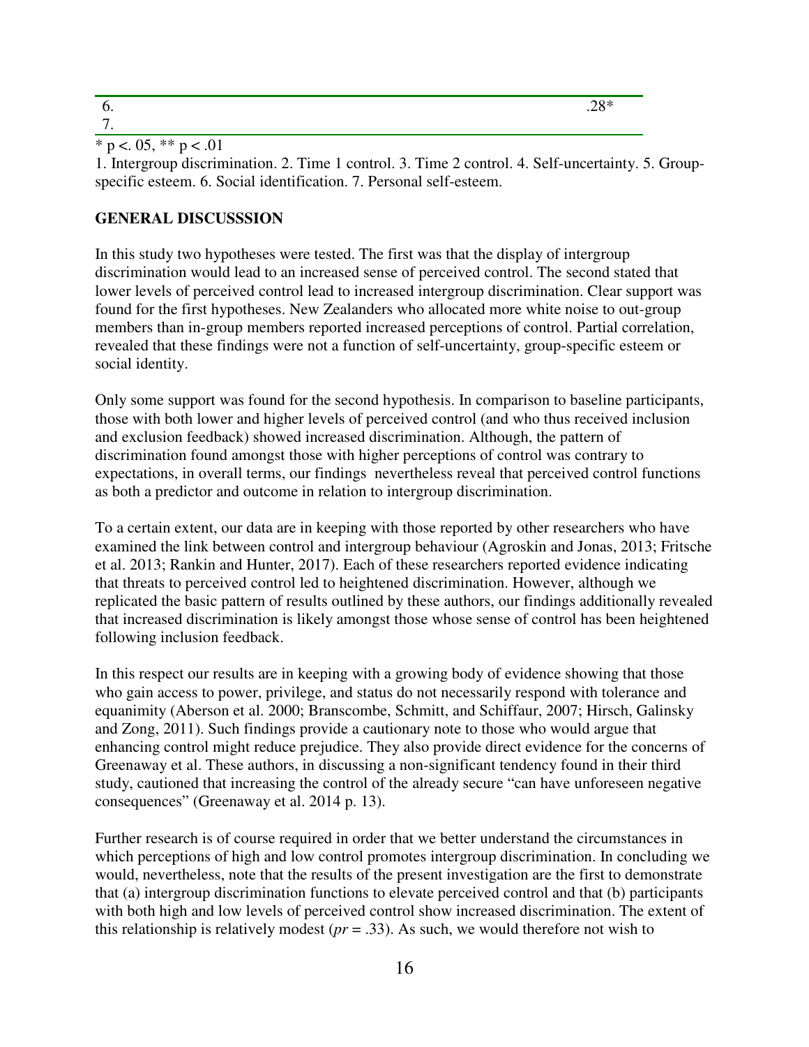| | | | | | | | |
|---|---|---|---|---|---|---|---|
| 6. | | | | | | | .28* |
| 7. | | | | | | | |

* p <. 05, ** p < .01

1. Intergroup discrimination. 2. Time 1 control. 3. Time 2 control. 4. Self-uncertainty. 5. Group-specific esteem. 6. Social identification. 7. Personal self-esteem.

## GENERAL DISCUSSSION

In this study two hypotheses were tested. The first was that the display of intergroup discrimination would lead to an increased sense of perceived control. The second stated that lower levels of perceived control lead to increased intergroup discrimination. Clear support was found for the first hypotheses. New Zealanders who allocated more white noise to out-group members than in-group members reported increased perceptions of control. Partial correlation, revealed that these findings were not a function of self-uncertainty, group-specific esteem or social identity.

Only some support was found for the second hypothesis. In comparison to baseline participants, those with both lower and higher levels of perceived control (and who thus received inclusion and exclusion feedback) showed increased discrimination. Although, the pattern of discrimination found amongst those with higher perceptions of control was contrary to expectations, in overall terms, our findings nevertheless reveal that perceived control functions as both a predictor and outcome in relation to intergroup discrimination.

To a certain extent, our data are in keeping with those reported by other researchers who have examined the link between control and intergroup behaviour (Agroskin and Jonas, 2013; Fritsche et al. 2013; Rankin and Hunter, 2017). Each of these researchers reported evidence indicating that threats to perceived control led to heightened discrimination. However, although we replicated the basic pattern of results outlined by these authors, our findings additionally revealed that increased discrimination is likely amongst those whose sense of control has been heightened following inclusion feedback.

In this respect our results are in keeping with a growing body of evidence showing that those who gain access to power, privilege, and status do not necessarily respond with tolerance and equanimity (Aberson et al. 2000; Branscombe, Schmitt, and Schiffaur, 2007; Hirsch, Galinsky and Zong, 2011). Such findings provide a cautionary note to those who would argue that enhancing control might reduce prejudice. They also provide direct evidence for the concerns of Greenaway et al. These authors, in discussing a non-significant tendency found in their third study, cautioned that increasing the control of the already secure "can have unforeseen negative consequences" (Greenaway et al. 2014 p. 13).

Further research is of course required in order that we better understand the circumstances in which perceptions of high and low control promotes intergroup discrimination. In concluding we would, nevertheless, note that the results of the present investigation are the first to demonstrate that (a) intergroup discrimination functions to elevate perceived control and that (b) participants with both high and low levels of perceived control show increased discrimination. The extent of this relationship is relatively modest (*pr* = .33). As such, we would therefore not wish to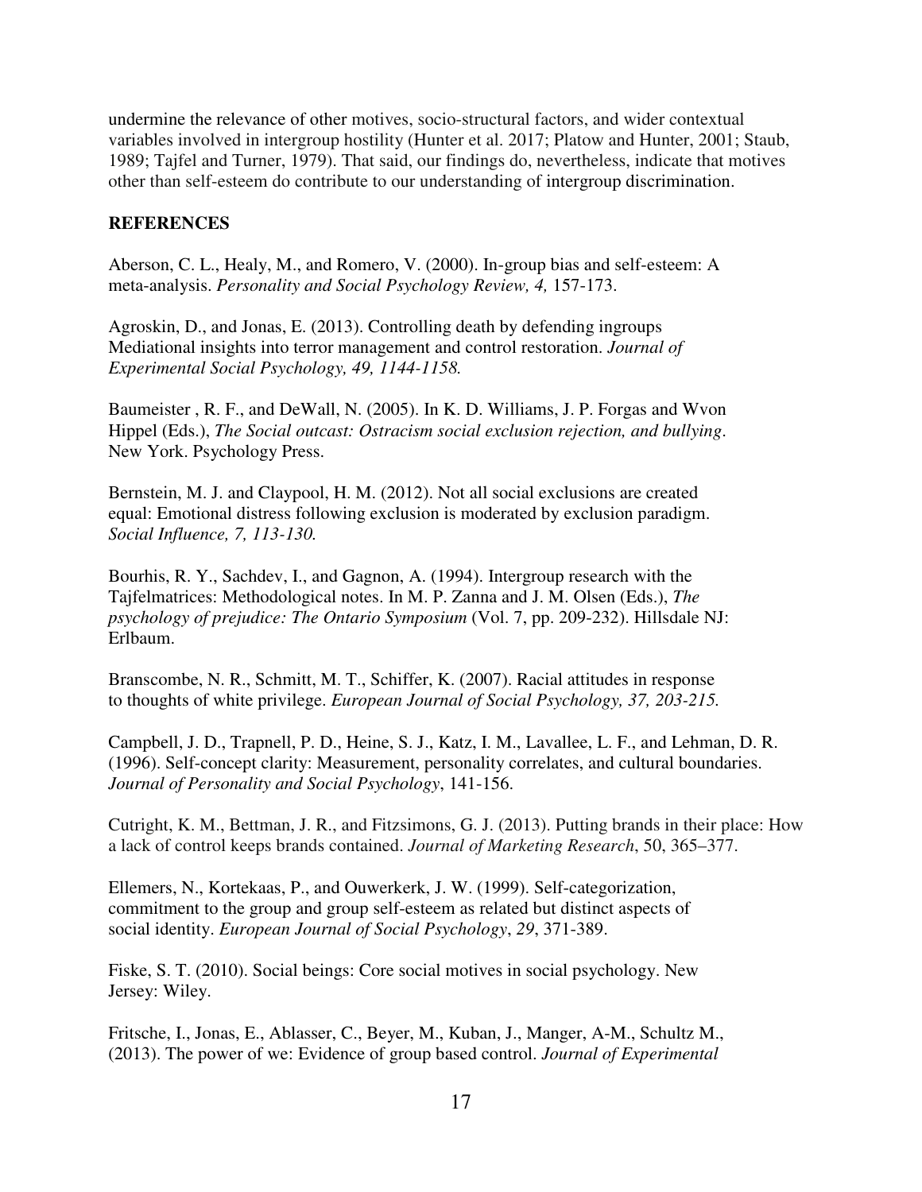undermine the relevance of other motives, socio-structural factors, and wider contextual variables involved in intergroup hostility (Hunter et al. 2017; Platow and Hunter, 2001; Staub, 1989; Tajfel and Turner, 1979). That said, our findings do, nevertheless, indicate that motives other than self-esteem do contribute to our understanding of intergroup discrimination.

## REFERENCES

Aberson, C. L., Healy, M., and Romero, V. (2000). In-group bias and self-esteem: A meta-analysis. *Personality and Social Psychology Review, 4,* 157-173.

Agroskin, D., and Jonas, E. (2013). Controlling death by defending ingroups Mediational insights into terror management and control restoration. *Journal of Experimental Social Psychology, 49, 1144-1158.*

Baumeister , R. F., and DeWall, N. (2005). In K. D. Williams, J. P. Forgas and Wvon Hippel (Eds.), *The Social outcast: Ostracism social exclusion rejection, and bullying*. New York. Psychology Press.

Bernstein, M. J. and Claypool, H. M. (2012). Not all social exclusions are created equal: Emotional distress following exclusion is moderated by exclusion paradigm. *Social Influence, 7, 113-130.*

Bourhis, R. Y., Sachdev, I., and Gagnon, A. (1994). Intergroup research with the Tajfelmatrices: Methodological notes. In M. P. Zanna and J. M. Olsen (Eds.), *The psychology of prejudice: The Ontario Symposium* (Vol. 7, pp. 209-232). Hillsdale NJ: Erlbaum.

Branscombe, N. R., Schmitt, M. T., Schiffer, K. (2007). Racial attitudes in response to thoughts of white privilege. *European Journal of Social Psychology, 37, 203-215.*

Campbell, J. D., Trapnell, P. D., Heine, S. J., Katz, I. M., Lavallee, L. F., and Lehman, D. R. (1996). Self-concept clarity: Measurement, personality correlates, and cultural boundaries. *Journal of Personality and Social Psychology*, 141-156.

Cutright, K. M., Bettman, J. R., and Fitzsimons, G. J. (2013). Putting brands in their place: How a lack of control keeps brands contained. *Journal of Marketing Research*, 50, 365–377.

Ellemers, N., Kortekaas, P., and Ouwerkerk, J. W. (1999). Self-categorization, commitment to the group and group self-esteem as related but distinct aspects of social identity. *European Journal of Social Psychology*, *29*, 371-389.

Fiske, S. T. (2010). Social beings: Core social motives in social psychology. New Jersey: Wiley.

Fritsche, I., Jonas, E., Ablasser, C., Beyer, M., Kuban, J., Manger, A-M., Schultz M., (2013). The power of we: Evidence of group based control. *Journal of Experimental*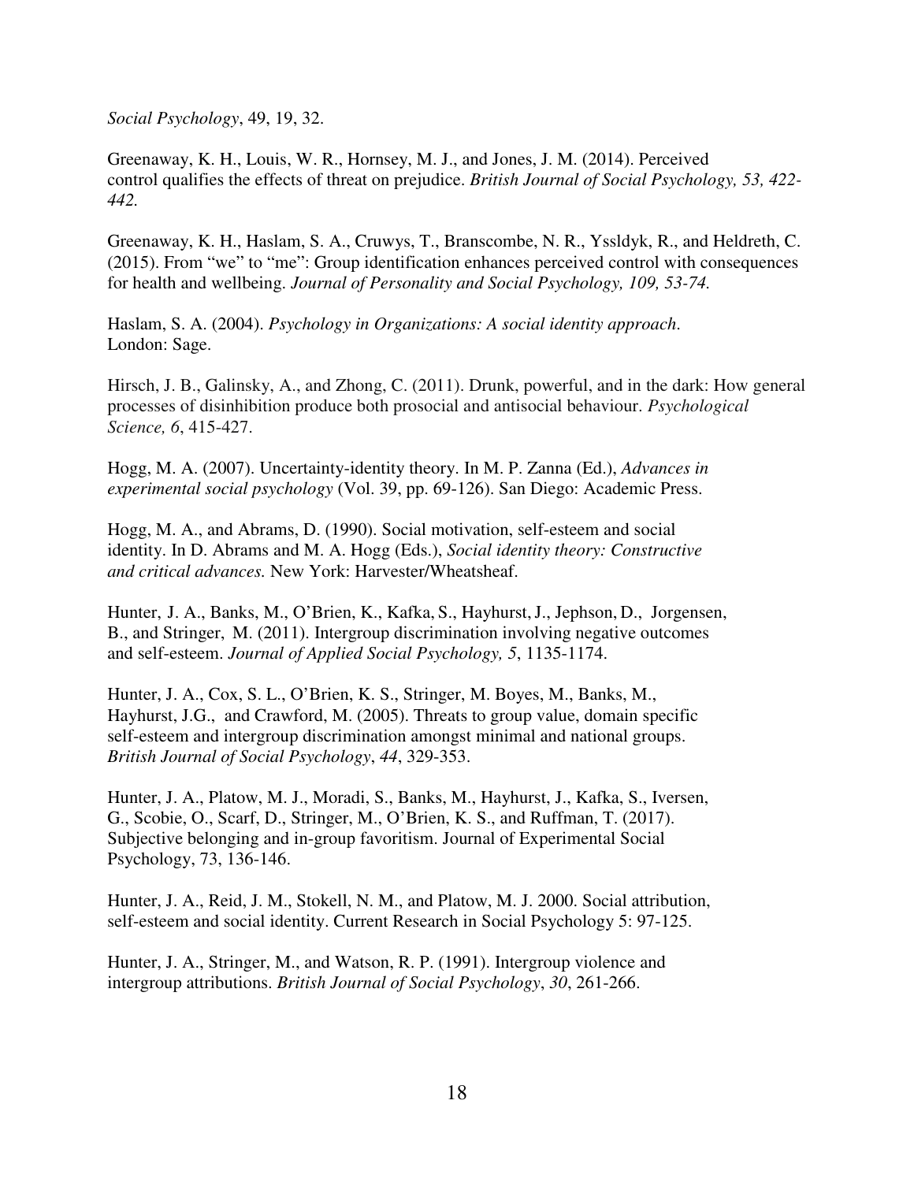*Social Psychology*, 49, 19, 32.

Greenaway, K. H., Louis, W. R., Hornsey, M. J., and Jones, J. M. (2014). Perceived control qualifies the effects of threat on prejudice. *British Journal of Social Psychology, 53, 422-442.*

Greenaway, K. H., Haslam, S. A., Cruwys, T., Branscombe, N. R., Yssldyk, R., and Heldreth, C. (2015). From "we" to "me": Group identification enhances perceived control with consequences for health and wellbeing. *Journal of Personality and Social Psychology, 109, 53-74.*

Haslam, S. A. (2004). *Psychology in Organizations: A social identity approach*. London: Sage.

Hirsch, J. B., Galinsky, A., and Zhong, C. (2011). Drunk, powerful, and in the dark: How general processes of disinhibition produce both prosocial and antisocial behaviour. *Psychological Science, 6*, 415-427.

Hogg, M. A. (2007). Uncertainty-identity theory. In M. P. Zanna (Ed.), *Advances in experimental social psychology* (Vol. 39, pp. 69-126). San Diego: Academic Press.

Hogg, M. A., and Abrams, D. (1990). Social motivation, self-esteem and social identity. In D. Abrams and M. A. Hogg (Eds.), *Social identity theory: Constructive and critical advances.* New York: Harvester/Wheatsheaf.

Hunter, J. A., Banks, M., O'Brien, K., Kafka, S., Hayhurst, J., Jephson, D., Jorgensen, B., and Stringer, M. (2011). Intergroup discrimination involving negative outcomes and self-esteem. *Journal of Applied Social Psychology, 5*, 1135-1174.

Hunter, J. A., Cox, S. L., O'Brien, K. S., Stringer, M. Boyes, M., Banks, M., Hayhurst, J.G., and Crawford, M. (2005). Threats to group value, domain specific self-esteem and intergroup discrimination amongst minimal and national groups. *British Journal of Social Psychology*, *44*, 329-353.

Hunter, J. A., Platow, M. J., Moradi, S., Banks, M., Hayhurst, J., Kafka, S., Iversen, G., Scobie, O., Scarf, D., Stringer, M., O'Brien, K. S., and Ruffman, T. (2017). Subjective belonging and in-group favoritism. Journal of Experimental Social Psychology, 73, 136-146.

Hunter, J. A., Reid, J. M., Stokell, N. M., and Platow, M. J. 2000. Social attribution, self-esteem and social identity. Current Research in Social Psychology 5: 97-125.

Hunter, J. A., Stringer, M., and Watson, R. P. (1991). Intergroup violence and intergroup attributions. *British Journal of Social Psychology*, *30*, 261-266.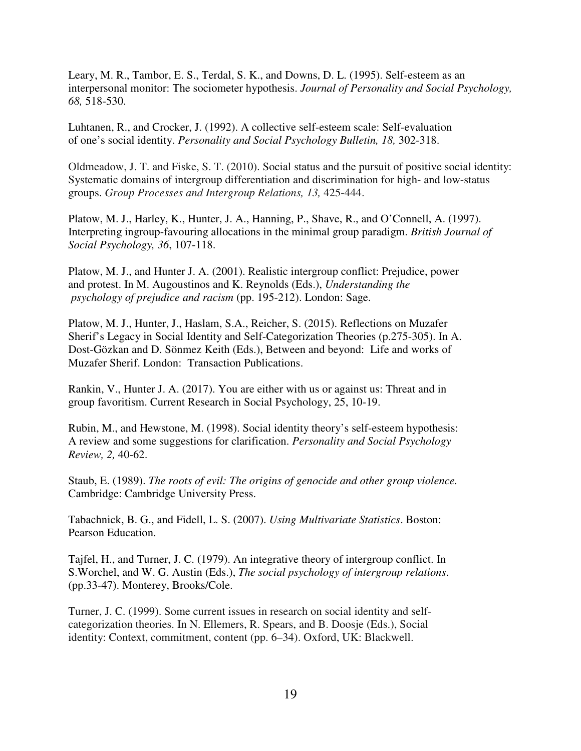Leary, M. R., Tambor, E. S., Terdal, S. K., and Downs, D. L. (1995). Self-esteem as an interpersonal monitor: The sociometer hypothesis. *Journal of Personality and Social Psychology, 68,* 518-530.

Luhtanen, R., and Crocker, J. (1992). A collective self-esteem scale: Self-evaluation of one's social identity. *Personality and Social Psychology Bulletin, 18,* 302-318.

Oldmeadow, J. T. and Fiske, S. T. (2010). Social status and the pursuit of positive social identity: Systematic domains of intergroup differentiation and discrimination for high- and low-status groups. *Group Processes and Intergroup Relations, 13,* 425-444.

Platow, M. J., Harley, K., Hunter, J. A., Hanning, P., Shave, R., and O'Connell, A. (1997). Interpreting ingroup-favouring allocations in the minimal group paradigm. *British Journal of Social Psychology, 36*, 107-118.

Platow, M. J., and Hunter J. A. (2001). Realistic intergroup conflict: Prejudice, power and protest. In M. Augoustinos and K. Reynolds (Eds.), *Understanding the psychology of prejudice and racism* (pp. 195-212). London: Sage.

Platow, M. J., Hunter, J., Haslam, S.A., Reicher, S. (2015). Reflections on Muzafer Sherif's Legacy in Social Identity and Self-Categorization Theories (p.275-305). In A. Dost-Gözkan and D. Sönmez Keith (Eds.), Between and beyond: Life and works of Muzafer Sherif. London: Transaction Publications.

Rankin, V., Hunter J. A. (2017). You are either with us or against us: Threat and in group favoritism. Current Research in Social Psychology, 25, 10-19.

Rubin, M., and Hewstone, M. (1998). Social identity theory's self-esteem hypothesis: A review and some suggestions for clarification. *Personality and Social Psychology Review, 2,* 40-62.

Staub, E. (1989). *The roots of evil: The origins of genocide and other group violence.* Cambridge: Cambridge University Press.

Tabachnick, B. G., and Fidell, L. S. (2007). *Using Multivariate Statistics*. Boston: Pearson Education.

Tajfel, H., and Turner, J. C. (1979). An integrative theory of intergroup conflict. In S.Worchel, and W. G. Austin (Eds.), *The social psychology of intergroup relations*. (pp.33-47). Monterey, Brooks/Cole.

Turner, J. C. (1999). Some current issues in research on social identity and self-categorization theories. In N. Ellemers, R. Spears, and B. Doosje (Eds.), Social identity: Context, commitment, content (pp. 6–34). Oxford, UK: Blackwell.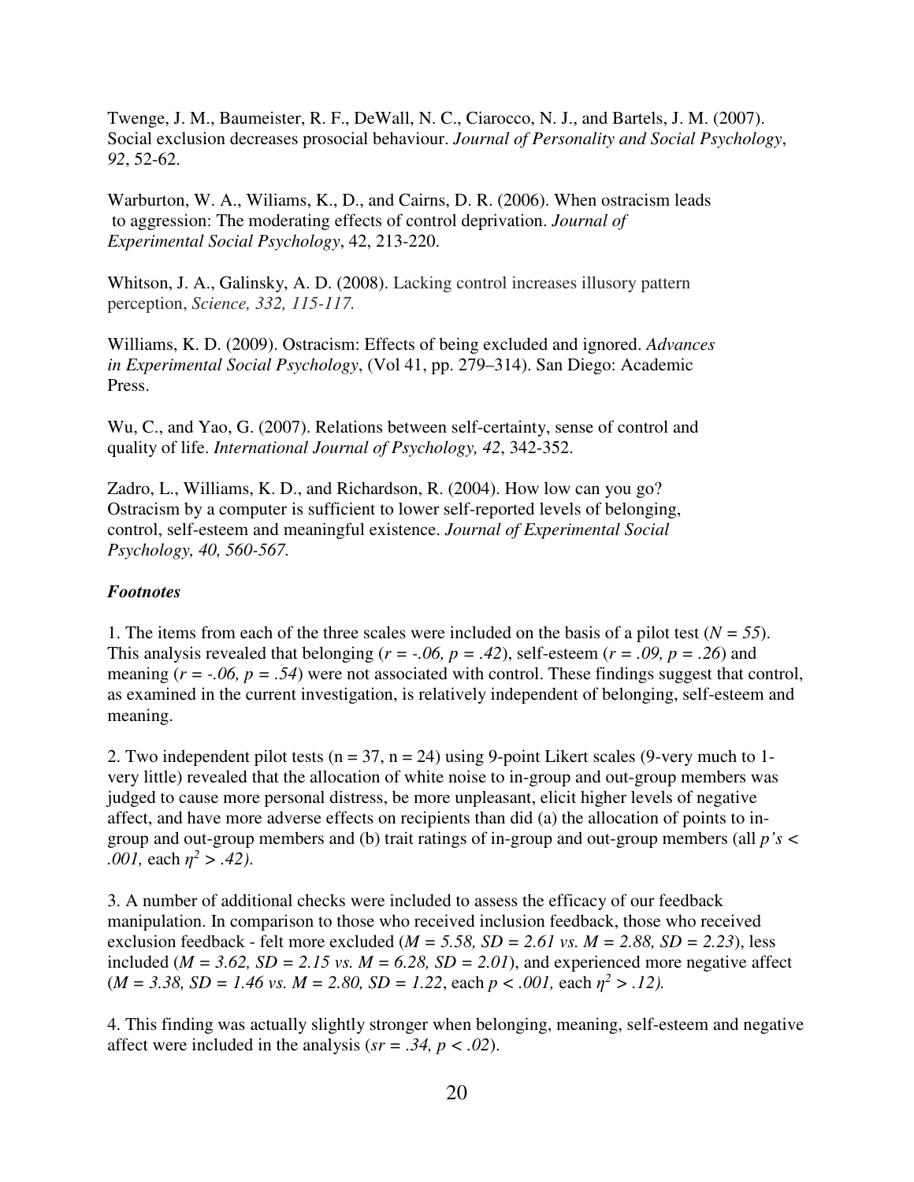Twenge, J. M., Baumeister, R. F., DeWall, N. C., Ciarocco, N. J., and Bartels, J. M. (2007). Social exclusion decreases prosocial behaviour. *Journal of Personality and Social Psychology*, *92*, 52-62.

Warburton, W. A., Wiliams, K., D., and Cairns, D. R. (2006). When ostracism leads to aggression: The moderating effects of control deprivation. *Journal of Experimental Social Psychology*, 42, 213-220.

Whitson, J. A., Galinsky, A. D. (2008). Lacking control increases illusory pattern perception, *Science, 332, 115-117.*

Williams, K. D. (2009). Ostracism: Effects of being excluded and ignored. *Advances in Experimental Social Psychology*, (Vol 41, pp. 279–314). San Diego: Academic Press.

Wu, C., and Yao, G. (2007). Relations between self-certainty, sense of control and quality of life. *International Journal of Psychology, 42*, 342-352.

Zadro, L., Williams, K. D., and Richardson, R. (2004). How low can you go? Ostracism by a computer is sufficient to lower self-reported levels of belonging, control, self-esteem and meaningful existence. *Journal of Experimental Social Psychology, 40, 560-567.*

### *Footnotes*

1. The items from each of the three scales were included on the basis of a pilot test ($N = 55$). This analysis revealed that belonging ($r = -.06, p = .42$), self-esteem ($r = .09, p = .26$) and meaning ($r = -.06, p = .54$) were not associated with control. These findings suggest that control, as examined in the current investigation, is relatively independent of belonging, self-esteem and meaning.

2. Two independent pilot tests (n = 37, n = 24) using 9-point Likert scales (9-very much to 1-very little) revealed that the allocation of white noise to in-group and out-group members was judged to cause more personal distress, be more unpleasant, elicit higher levels of negative affect, and have more adverse effects on recipients than did (a) the allocation of points to in-group and out-group members and (b) trait ratings of in-group and out-group members (all $p$'s $< .001$, each $\eta^2 > .42$).

3. A number of additional checks were included to assess the efficacy of our feedback manipulation. In comparison to those who received inclusion feedback, those who received exclusion feedback - felt more excluded ($M = 5.58, SD = 2.61$ *vs.* $M = 2.88, SD = 2.23$), less included ($M = 3.62, SD = 2.15$ *vs.* $M = 6.28, SD = 2.01$), and experienced more negative affect ($M = 3.38, SD = 1.46$ *vs.* $M = 2.80, SD = 1.22$, each $p < .001$, each $\eta^2 > .12$).

4. This finding was actually slightly stronger when belonging, meaning, self-esteem and negative affect were included in the analysis ($sr = .34, p < .02$).